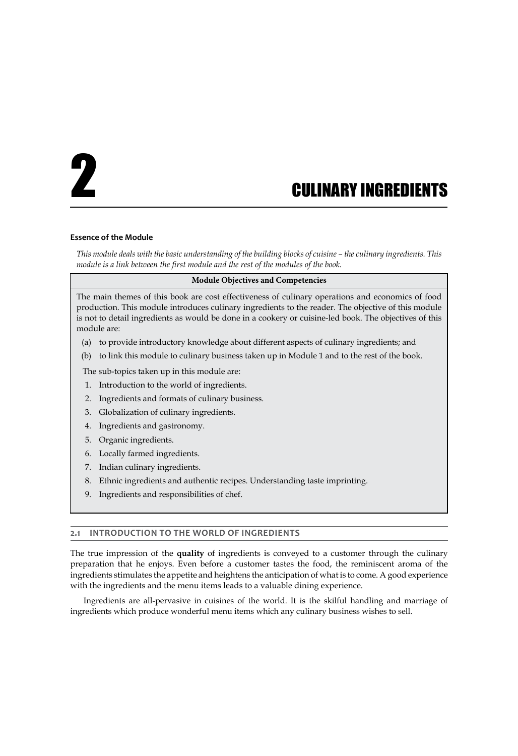# 2 CULINARY INGREDIENTS

**Essence of the Module**

*This module deals with the basic understanding of the building blocks of cuisine – the culinary ingredients. This module is a link between the first module and the rest of the modules of the book.*

**Module Objectives and Competencies**

The main themes of this book are cost effectiveness of culinary operations and economics of food production. This module introduces culinary ingredients to the reader. The objective of this module is not to detail ingredients as would be done in a cookery or cuisine-led book. The objectives of this module are:

(a) to provide introductory knowledge about different aspects of culinary ingredients; and

(b) to link this module to culinary business taken up in Module 1 and to the rest of the book.

The sub-topics taken up in this module are:

1. Introduction to the world of ingredients.
2. Ingredients and formats of culinary business.
3. Globalization of culinary ingredients.
4. Ingredients and gastronomy.
5. Organic ingredients.
6. Locally farmed ingredients.
7. Indian culinary ingredients.
8. Ethnic ingredients and authentic recipes. Understanding taste imprinting.
9. Ingredients and responsibilities of chef.

## 2.1 INTRODUCTION TO THE WORLD OF INGREDIENTS

The true impression of the **quality** of ingredients is conveyed to a customer through the culinary preparation that he enjoys. Even before a customer tastes the food, the reminiscent aroma of the ingredients stimulates the appetite and heightens the anticipation of what is to come. A good experience with the ingredients and the menu items leads to a valuable dining experience.

Ingredients are all-pervasive in cuisines of the world. It is the skilful handling and marriage of ingredients which produce wonderful menu items which any culinary business wishes to sell.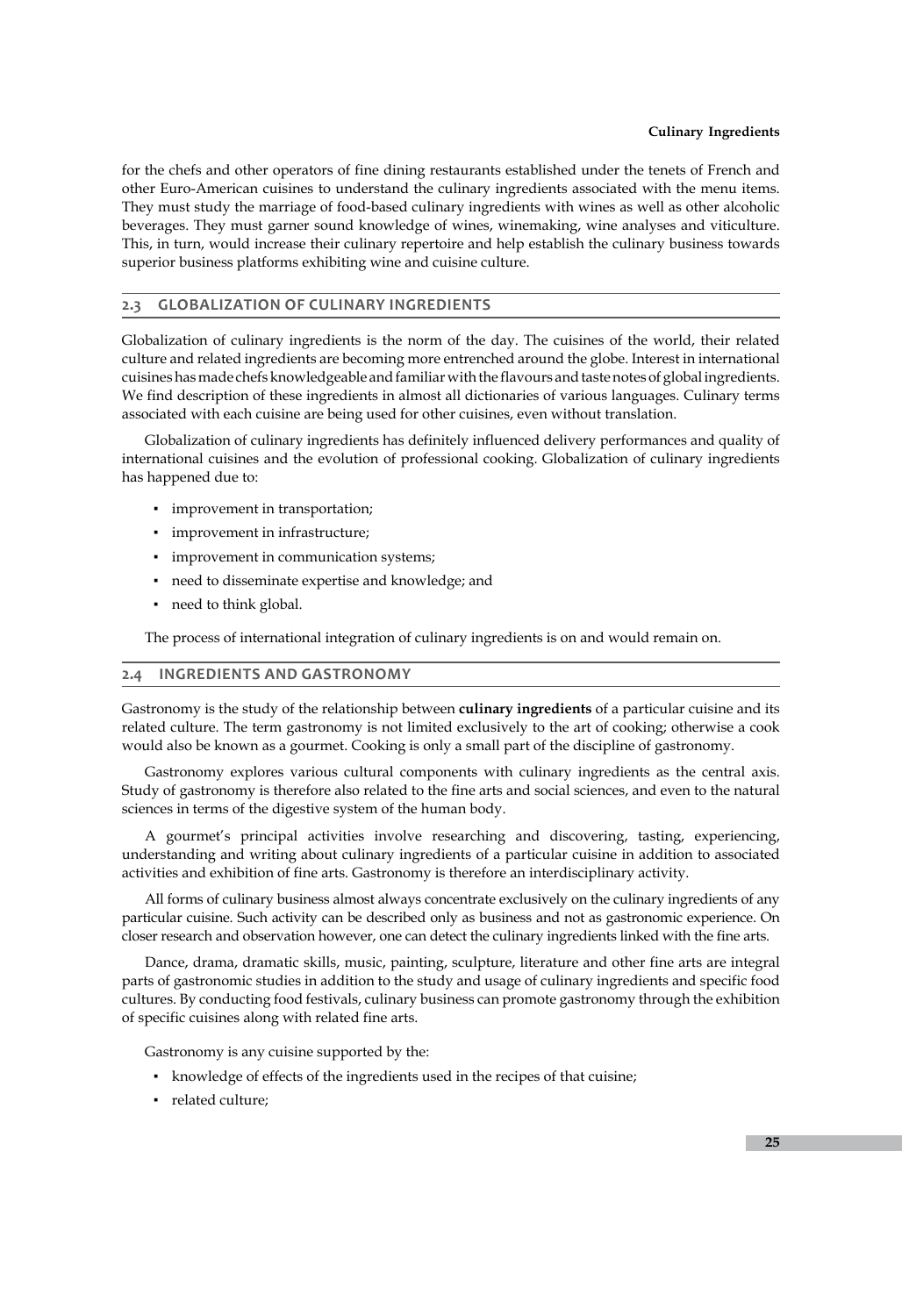for the chefs and other operators of fine dining restaurants established under the tenets of French and other Euro-American cuisines to understand the culinary ingredients associated with the menu items. They must study the marriage of food-based culinary ingredients with wines as well as other alcoholic beverages. They must garner sound knowledge of wines, winemaking, wine analyses and viticulture. This, in turn, would increase their culinary repertoire and help establish the culinary business towards superior business platforms exhibiting wine and cuisine culture.

## 2.3 GLOBALIZATION OF CULINARY INGREDIENTS

Globalization of culinary ingredients is the norm of the day. The cuisines of the world, their related culture and related ingredients are becoming more entrenched around the globe. Interest in international cuisines has made chefs knowledgeable and familiar with the flavours and taste notes of global ingredients. We find description of these ingredients in almost all dictionaries of various languages. Culinary terms associated with each cuisine are being used for other cuisines, even without translation.

Globalization of culinary ingredients has definitely influenced delivery performances and quality of international cuisines and the evolution of professional cooking. Globalization of culinary ingredients has happened due to:

- improvement in transportation;
- improvement in infrastructure;
- improvement in communication systems;
- need to disseminate expertise and knowledge; and
- need to think global.

The process of international integration of culinary ingredients is on and would remain on.

## 2.4 INGREDIENTS AND GASTRONOMY

Gastronomy is the study of the relationship between **culinary ingredients** of a particular cuisine and its related culture. The term gastronomy is not limited exclusively to the art of cooking; otherwise a cook would also be known as a gourmet. Cooking is only a small part of the discipline of gastronomy.

Gastronomy explores various cultural components with culinary ingredients as the central axis. Study of gastronomy is therefore also related to the fine arts and social sciences, and even to the natural sciences in terms of the digestive system of the human body.

A gourmet's principal activities involve researching and discovering, tasting, experiencing, understanding and writing about culinary ingredients of a particular cuisine in addition to associated activities and exhibition of fine arts. Gastronomy is therefore an interdisciplinary activity.

All forms of culinary business almost always concentrate exclusively on the culinary ingredients of any particular cuisine. Such activity can be described only as business and not as gastronomic experience. On closer research and observation however, one can detect the culinary ingredients linked with the fine arts.

Dance, drama, dramatic skills, music, painting, sculpture, literature and other fine arts are integral parts of gastronomic studies in addition to the study and usage of culinary ingredients and specific food cultures. By conducting food festivals, culinary business can promote gastronomy through the exhibition of specific cuisines along with related fine arts.

Gastronomy is any cuisine supported by the:

- knowledge of effects of the ingredients used in the recipes of that cuisine;
- related culture;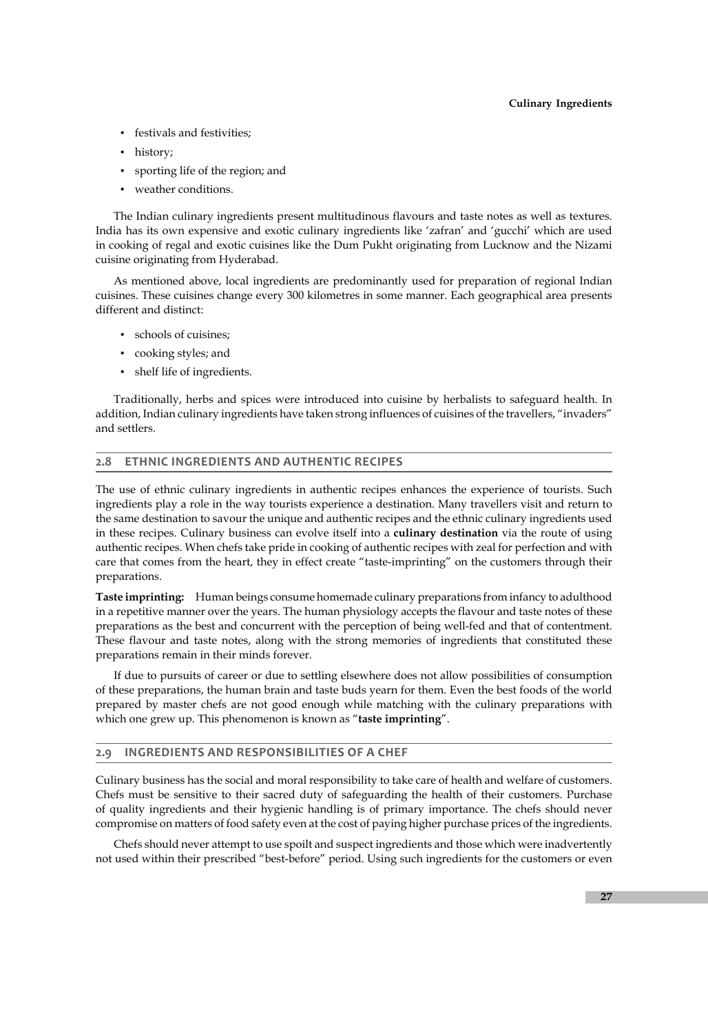- festivals and festivities;
- history;
- sporting life of the region; and
- weather conditions.

The Indian culinary ingredients present multitudinous flavours and taste notes as well as textures. India has its own expensive and exotic culinary ingredients like 'zafran' and 'gucchi' which are used in cooking of regal and exotic cuisines like the Dum Pukht originating from Lucknow and the Nizami cuisine originating from Hyderabad.

As mentioned above, local ingredients are predominantly used for preparation of regional Indian cuisines. These cuisines change every 300 kilometres in some manner. Each geographical area presents different and distinct:

- schools of cuisines;
- cooking styles; and
- shelf life of ingredients.

Traditionally, herbs and spices were introduced into cuisine by herbalists to safeguard health. In addition, Indian culinary ingredients have taken strong influences of cuisines of the travellers, "invaders" and settlers.

## 2.8 ETHNIC INGREDIENTS AND AUTHENTIC RECIPES

The use of ethnic culinary ingredients in authentic recipes enhances the experience of tourists. Such ingredients play a role in the way tourists experience a destination. Many travellers visit and return to the same destination to savour the unique and authentic recipes and the ethnic culinary ingredients used in these recipes. Culinary business can evolve itself into a **culinary destination** via the route of using authentic recipes. When chefs take pride in cooking of authentic recipes with zeal for perfection and with care that comes from the heart, they in effect create "taste-imprinting" on the customers through their preparations.

**Taste imprinting:** Human beings consume homemade culinary preparations from infancy to adulthood in a repetitive manner over the years. The human physiology accepts the flavour and taste notes of these preparations as the best and concurrent with the perception of being well-fed and that of contentment. These flavour and taste notes, along with the strong memories of ingredients that constituted these preparations remain in their minds forever.

If due to pursuits of career or due to settling elsewhere does not allow possibilities of consumption of these preparations, the human brain and taste buds yearn for them. Even the best foods of the world prepared by master chefs are not good enough while matching with the culinary preparations with which one grew up. This phenomenon is known as "**taste imprinting**".

## 2.9 INGREDIENTS AND RESPONSIBILITIES OF A CHEF

Culinary business has the social and moral responsibility to take care of health and welfare of customers. Chefs must be sensitive to their sacred duty of safeguarding the health of their customers. Purchase of quality ingredients and their hygienic handling is of primary importance. The chefs should never compromise on matters of food safety even at the cost of paying higher purchase prices of the ingredients.

Chefs should never attempt to use spoilt and suspect ingredients and those which were inadvertently not used within their prescribed "best-before" period. Using such ingredients for the customers or even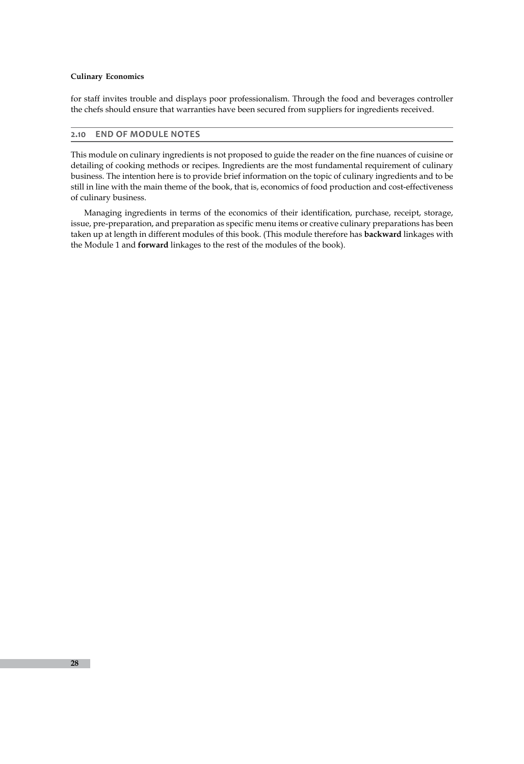for staff invites trouble and displays poor professionalism. Through the food and beverages controller the chefs should ensure that warranties have been secured from suppliers for ingredients received.

## 2.10 END OF MODULE NOTES

This module on culinary ingredients is not proposed to guide the reader on the fine nuances of cuisine or detailing of cooking methods or recipes. Ingredients are the most fundamental requirement of culinary business. The intention here is to provide brief information on the topic of culinary ingredients and to be still in line with the main theme of the book, that is, economics of food production and cost-effectiveness of culinary business.

Managing ingredients in terms of the economics of their identification, purchase, receipt, storage, issue, pre-preparation, and preparation as specific menu items or creative culinary preparations has been taken up at length in different modules of this book. (This module therefore has **backward** linkages with the Module 1 and **forward** linkages to the rest of the modules of the book).